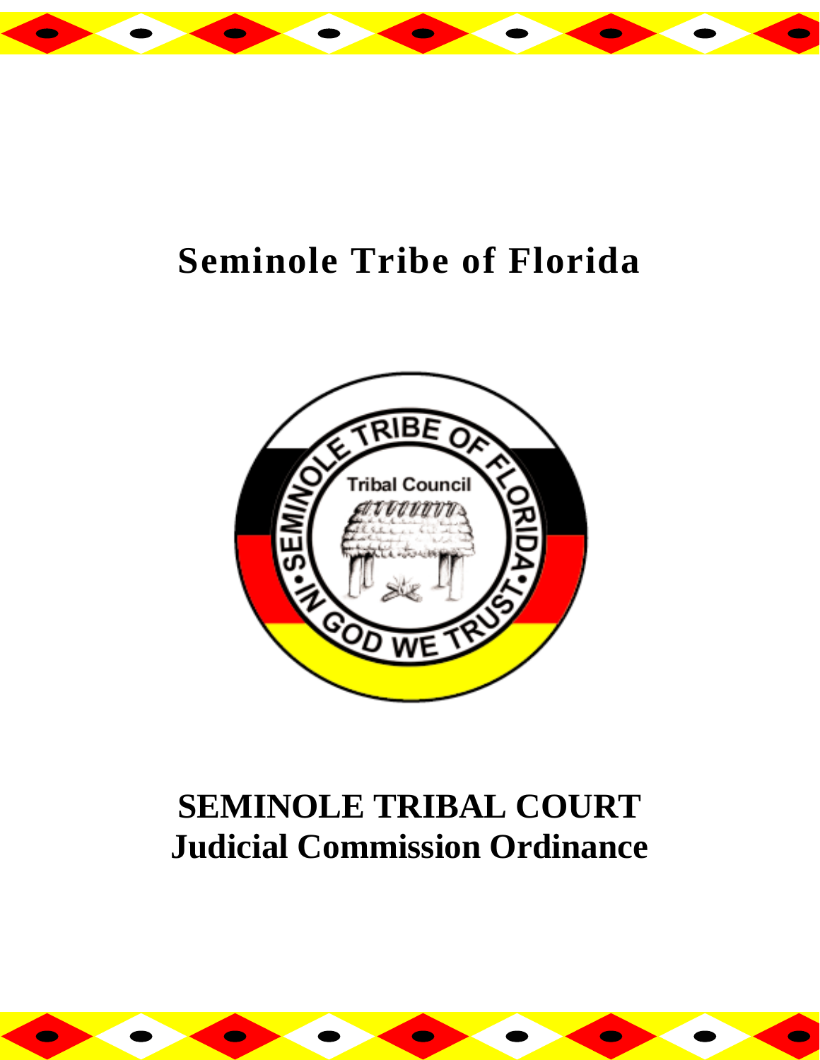# Seminole Tribe of Florida

# SEMINOLE TRIBAL COURT
## Judicial Commission Ordinance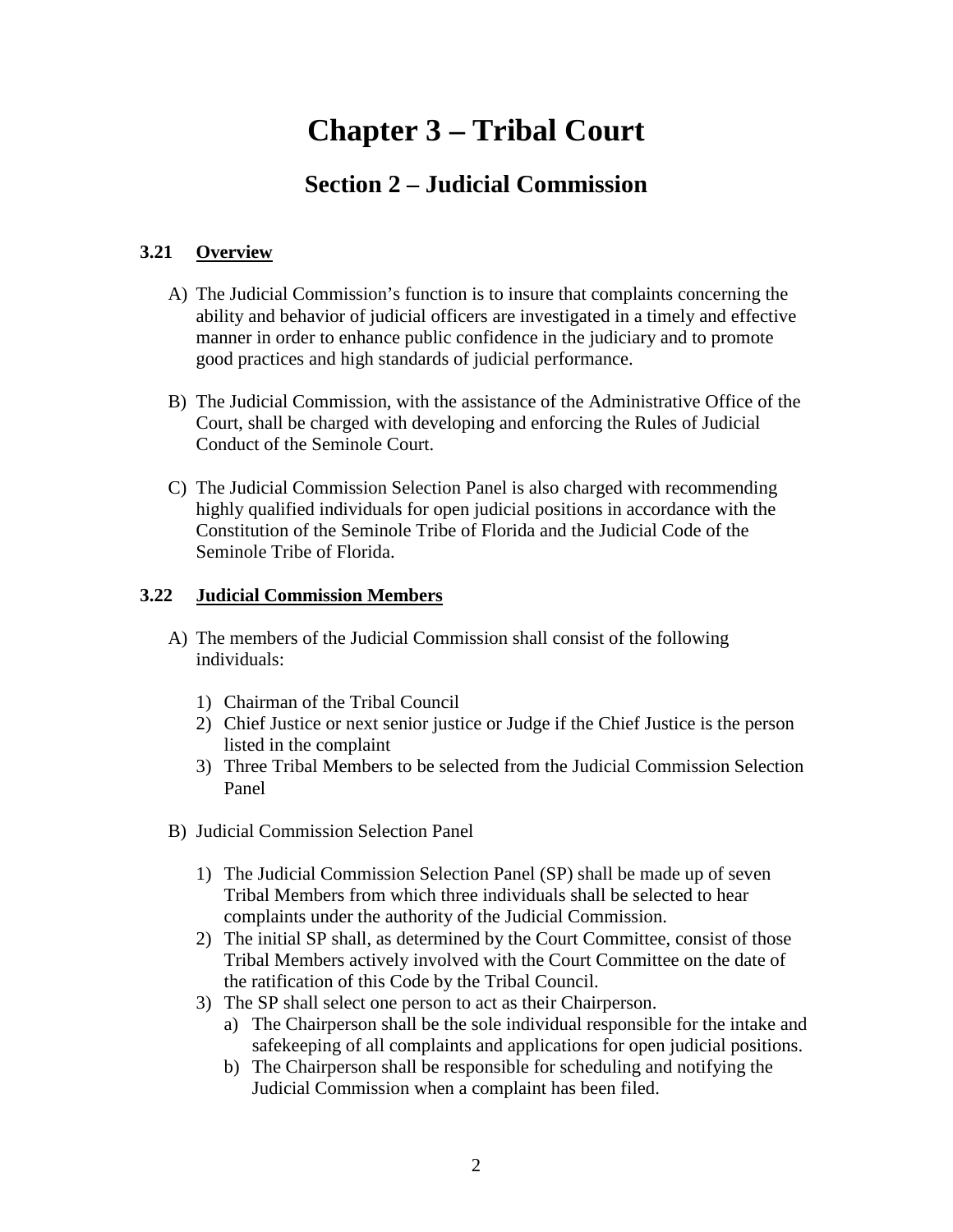# Chapter 3 – Tribal Court

## Section 2 – Judicial Commission

### 3.21 Overview

A) The Judicial Commission's function is to insure that complaints concerning the ability and behavior of judicial officers are investigated in a timely and effective manner in order to enhance public confidence in the judiciary and to promote good practices and high standards of judicial performance.

B) The Judicial Commission, with the assistance of the Administrative Office of the Court, shall be charged with developing and enforcing the Rules of Judicial Conduct of the Seminole Court.

C) The Judicial Commission Selection Panel is also charged with recommending highly qualified individuals for open judicial positions in accordance with the Constitution of the Seminole Tribe of Florida and the Judicial Code of the Seminole Tribe of Florida.

### 3.22 Judicial Commission Members

A) The members of the Judicial Commission shall consist of the following individuals:

1) Chairman of the Tribal Council
2) Chief Justice or next senior justice or Judge if the Chief Justice is the person listed in the complaint
3) Three Tribal Members to be selected from the Judicial Commission Selection Panel

B) Judicial Commission Selection Panel

1) The Judicial Commission Selection Panel (SP) shall be made up of seven Tribal Members from which three individuals shall be selected to hear complaints under the authority of the Judicial Commission.
2) The initial SP shall, as determined by the Court Committee, consist of those Tribal Members actively involved with the Court Committee on the date of the ratification of this Code by the Tribal Council.
3) The SP shall select one person to act as their Chairperson.
   a) The Chairperson shall be the sole individual responsible for the intake and safekeeping of all complaints and applications for open judicial positions.
   b) The Chairperson shall be responsible for scheduling and notifying the Judicial Commission when a complaint has been filed.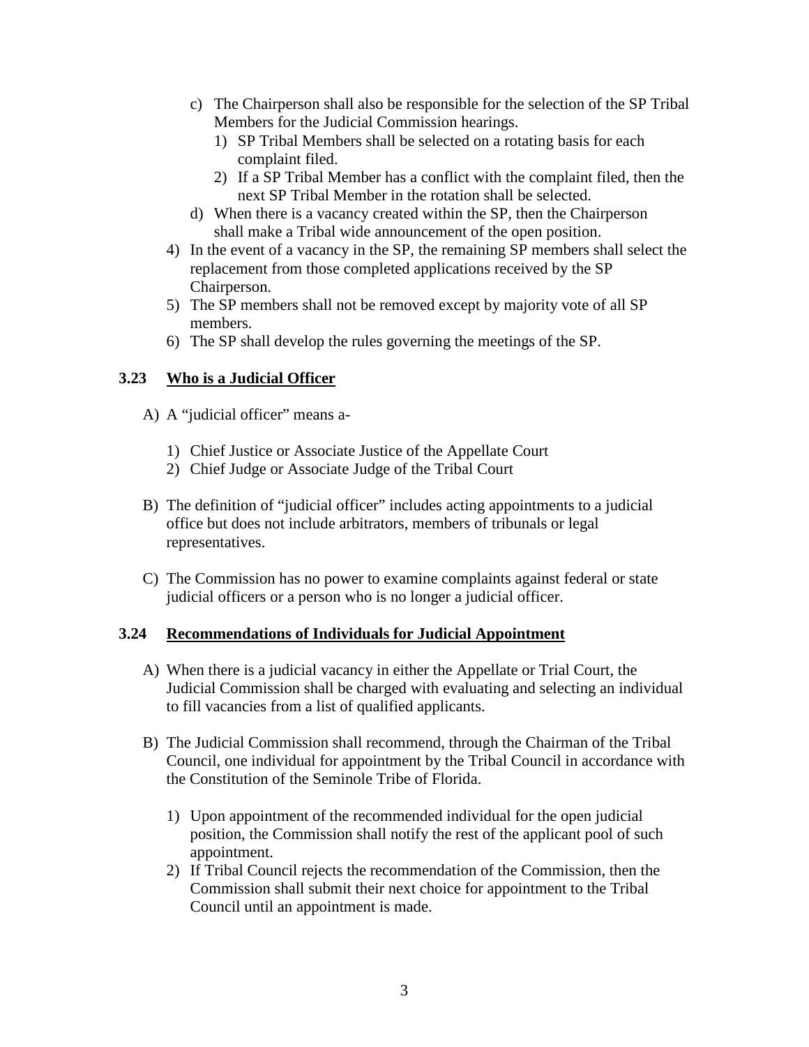c) The Chairperson shall also be responsible for the selection of the SP Tribal Members for the Judicial Commission hearings.
   1) SP Tribal Members shall be selected on a rotating basis for each complaint filed.
   2) If a SP Tribal Member has a conflict with the complaint filed, then the next SP Tribal Member in the rotation shall be selected.

d) When there is a vacancy created within the SP, then the Chairperson shall make a Tribal wide announcement of the open position.

4) In the event of a vacancy in the SP, the remaining SP members shall select the replacement from those completed applications received by the SP Chairperson.
5) The SP members shall not be removed except by majority vote of all SP members.
6) The SP shall develop the rules governing the meetings of the SP.

### 3.23 Who is a Judicial Officer

A) A "judicial officer" means a-

   1) Chief Justice or Associate Justice of the Appellate Court
   2) Chief Judge or Associate Judge of the Tribal Court

B) The definition of "judicial officer" includes acting appointments to a judicial office but does not include arbitrators, members of tribunals or legal representatives.

C) The Commission has no power to examine complaints against federal or state judicial officers or a person who is no longer a judicial officer.

### 3.24 Recommendations of Individuals for Judicial Appointment

A) When there is a judicial vacancy in either the Appellate or Trial Court, the Judicial Commission shall be charged with evaluating and selecting an individual to fill vacancies from a list of qualified applicants.

B) The Judicial Commission shall recommend, through the Chairman of the Tribal Council, one individual for appointment by the Tribal Council in accordance with the Constitution of the Seminole Tribe of Florida.

   1) Upon appointment of the recommended individual for the open judicial position, the Commission shall notify the rest of the applicant pool of such appointment.
   2) If Tribal Council rejects the recommendation of the Commission, then the Commission shall submit their next choice for appointment to the Tribal Council until an appointment is made.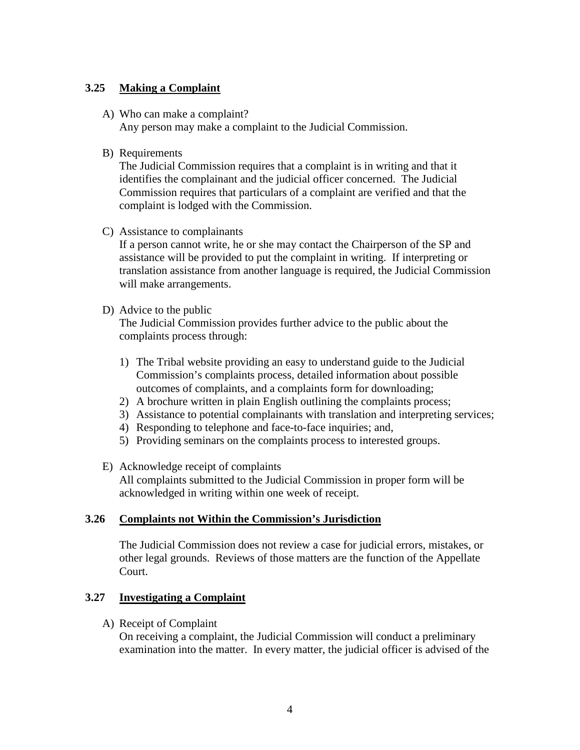### 3.25 Making a Complaint

A) Who can make a complaint?
Any person may make a complaint to the Judicial Commission.

B) Requirements
The Judicial Commission requires that a complaint is in writing and that it identifies the complainant and the judicial officer concerned. The Judicial Commission requires that particulars of a complaint are verified and that the complaint is lodged with the Commission.

C) Assistance to complainants
If a person cannot write, he or she may contact the Chairperson of the SP and assistance will be provided to put the complaint in writing. If interpreting or translation assistance from another language is required, the Judicial Commission will make arrangements.

D) Advice to the public
The Judicial Commission provides further advice to the public about the complaints process through:

1) The Tribal website providing an easy to understand guide to the Judicial Commission's complaints process, detailed information about possible outcomes of complaints, and a complaints form for downloading;
2) A brochure written in plain English outlining the complaints process;
3) Assistance to potential complainants with translation and interpreting services;
4) Responding to telephone and face-to-face inquiries; and,
5) Providing seminars on the complaints process to interested groups.

E) Acknowledge receipt of complaints
All complaints submitted to the Judicial Commission in proper form will be acknowledged in writing within one week of receipt.

### 3.26 Complaints not Within the Commission's Jurisdiction

The Judicial Commission does not review a case for judicial errors, mistakes, or other legal grounds. Reviews of those matters are the function of the Appellate Court.

### 3.27 Investigating a Complaint

A) Receipt of Complaint
On receiving a complaint, the Judicial Commission will conduct a preliminary examination into the matter. In every matter, the judicial officer is advised of the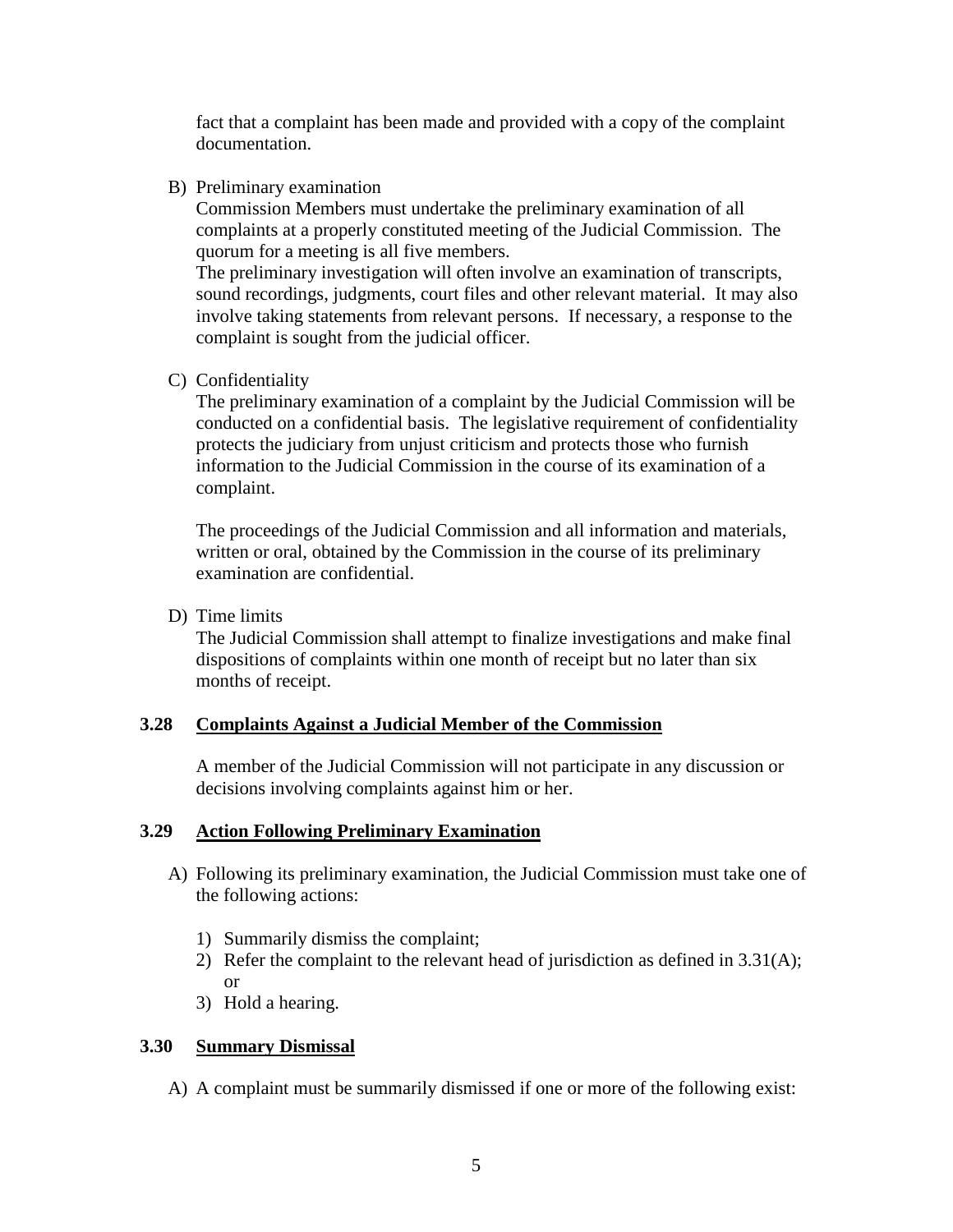fact that a complaint has been made and provided with a copy of the complaint documentation.

B) Preliminary examination

Commission Members must undertake the preliminary examination of all complaints at a properly constituted meeting of the Judicial Commission. The quorum for a meeting is all five members.

The preliminary investigation will often involve an examination of transcripts, sound recordings, judgments, court files and other relevant material. It may also involve taking statements from relevant persons. If necessary, a response to the complaint is sought from the judicial officer.

C) Confidentiality

The preliminary examination of a complaint by the Judicial Commission will be conducted on a confidential basis. The legislative requirement of confidentiality protects the judiciary from unjust criticism and protects those who furnish information to the Judicial Commission in the course of its examination of a complaint.

The proceedings of the Judicial Commission and all information and materials, written or oral, obtained by the Commission in the course of its preliminary examination are confidential.

D) Time limits

The Judicial Commission shall attempt to finalize investigations and make final dispositions of complaints within one month of receipt but no later than six months of receipt.

### 3.28 Complaints Against a Judicial Member of the Commission

A member of the Judicial Commission will not participate in any discussion or decisions involving complaints against him or her.

### 3.29 Action Following Preliminary Examination

A) Following its preliminary examination, the Judicial Commission must take one of the following actions:

1) Summarily dismiss the complaint;
2) Refer the complaint to the relevant head of jurisdiction as defined in 3.31(A); or
3) Hold a hearing.

### 3.30 Summary Dismissal

A) A complaint must be summarily dismissed if one or more of the following exist: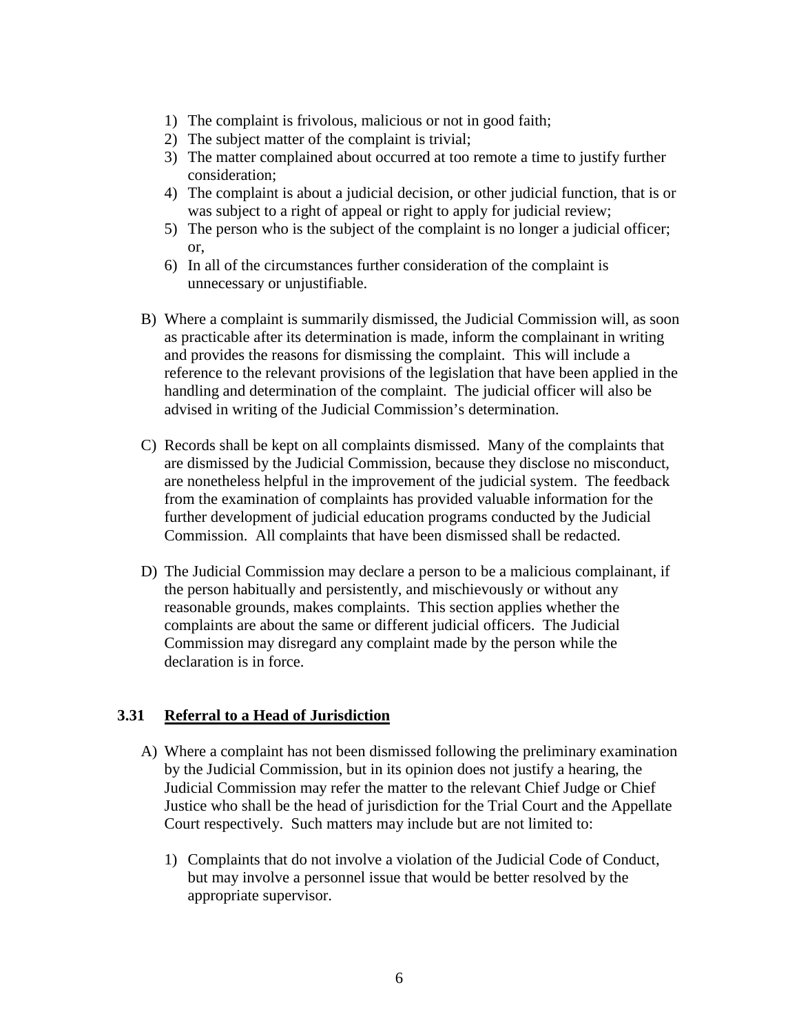1) The complaint is frivolous, malicious or not in good faith;
2) The subject matter of the complaint is trivial;
3) The matter complained about occurred at too remote a time to justify further consideration;
4) The complaint is about a judicial decision, or other judicial function, that is or was subject to a right of appeal or right to apply for judicial review;
5) The person who is the subject of the complaint is no longer a judicial officer; or,
6) In all of the circumstances further consideration of the complaint is unnecessary or unjustifiable.

B) Where a complaint is summarily dismissed, the Judicial Commission will, as soon as practicable after its determination is made, inform the complainant in writing and provides the reasons for dismissing the complaint. This will include a reference to the relevant provisions of the legislation that have been applied in the handling and determination of the complaint. The judicial officer will also be advised in writing of the Judicial Commission's determination.

C) Records shall be kept on all complaints dismissed. Many of the complaints that are dismissed by the Judicial Commission, because they disclose no misconduct, are nonetheless helpful in the improvement of the judicial system. The feedback from the examination of complaints has provided valuable information for the further development of judicial education programs conducted by the Judicial Commission. All complaints that have been dismissed shall be redacted.

D) The Judicial Commission may declare a person to be a malicious complainant, if the person habitually and persistently, and mischievously or without any reasonable grounds, makes complaints. This section applies whether the complaints are about the same or different judicial officers. The Judicial Commission may disregard any complaint made by the person while the declaration is in force.

### 3.31 Referral to a Head of Jurisdiction

A) Where a complaint has not been dismissed following the preliminary examination by the Judicial Commission, but in its opinion does not justify a hearing, the Judicial Commission may refer the matter to the relevant Chief Judge or Chief Justice who shall be the head of jurisdiction for the Trial Court and the Appellate Court respectively. Such matters may include but are not limited to:

1) Complaints that do not involve a violation of the Judicial Code of Conduct, but may involve a personnel issue that would be better resolved by the appropriate supervisor.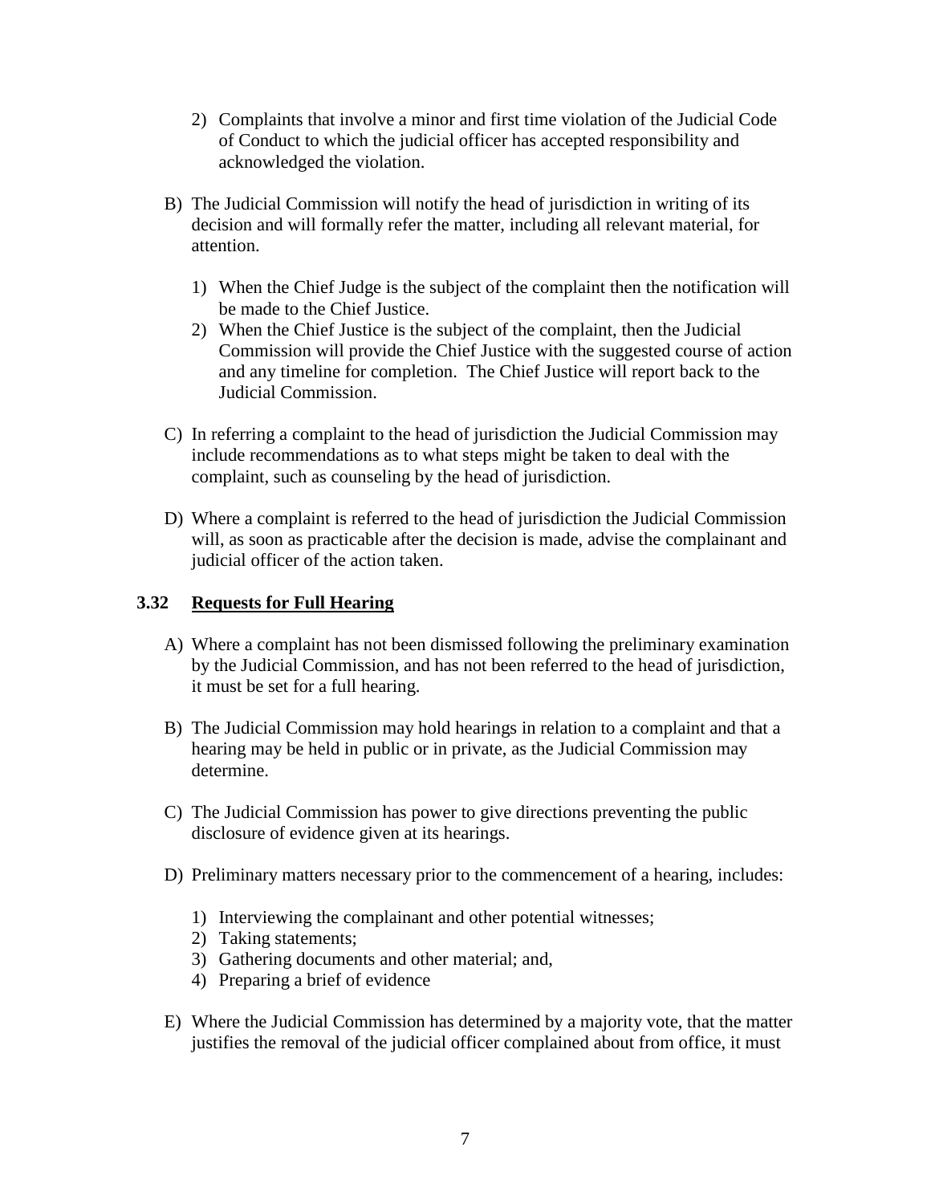2) Complaints that involve a minor and first time violation of the Judicial Code of Conduct to which the judicial officer has accepted responsibility and acknowledged the violation.

B) The Judicial Commission will notify the head of jurisdiction in writing of its decision and will formally refer the matter, including all relevant material, for attention.

   1) When the Chief Judge is the subject of the complaint then the notification will be made to the Chief Justice.
   2) When the Chief Justice is the subject of the complaint, then the Judicial Commission will provide the Chief Justice with the suggested course of action and any timeline for completion. The Chief Justice will report back to the Judicial Commission.

C) In referring a complaint to the head of jurisdiction the Judicial Commission may include recommendations as to what steps might be taken to deal with the complaint, such as counseling by the head of jurisdiction.

D) Where a complaint is referred to the head of jurisdiction the Judicial Commission will, as soon as practicable after the decision is made, advise the complainant and judicial officer of the action taken.

### 3.32 Requests for Full Hearing

A) Where a complaint has not been dismissed following the preliminary examination by the Judicial Commission, and has not been referred to the head of jurisdiction, it must be set for a full hearing.

B) The Judicial Commission may hold hearings in relation to a complaint and that a hearing may be held in public or in private, as the Judicial Commission may determine.

C) The Judicial Commission has power to give directions preventing the public disclosure of evidence given at its hearings.

D) Preliminary matters necessary prior to the commencement of a hearing, includes:

   1) Interviewing the complainant and other potential witnesses;
   2) Taking statements;
   3) Gathering documents and other material; and,
   4) Preparing a brief of evidence

E) Where the Judicial Commission has determined by a majority vote, that the matter justifies the removal of the judicial officer complained about from office, it must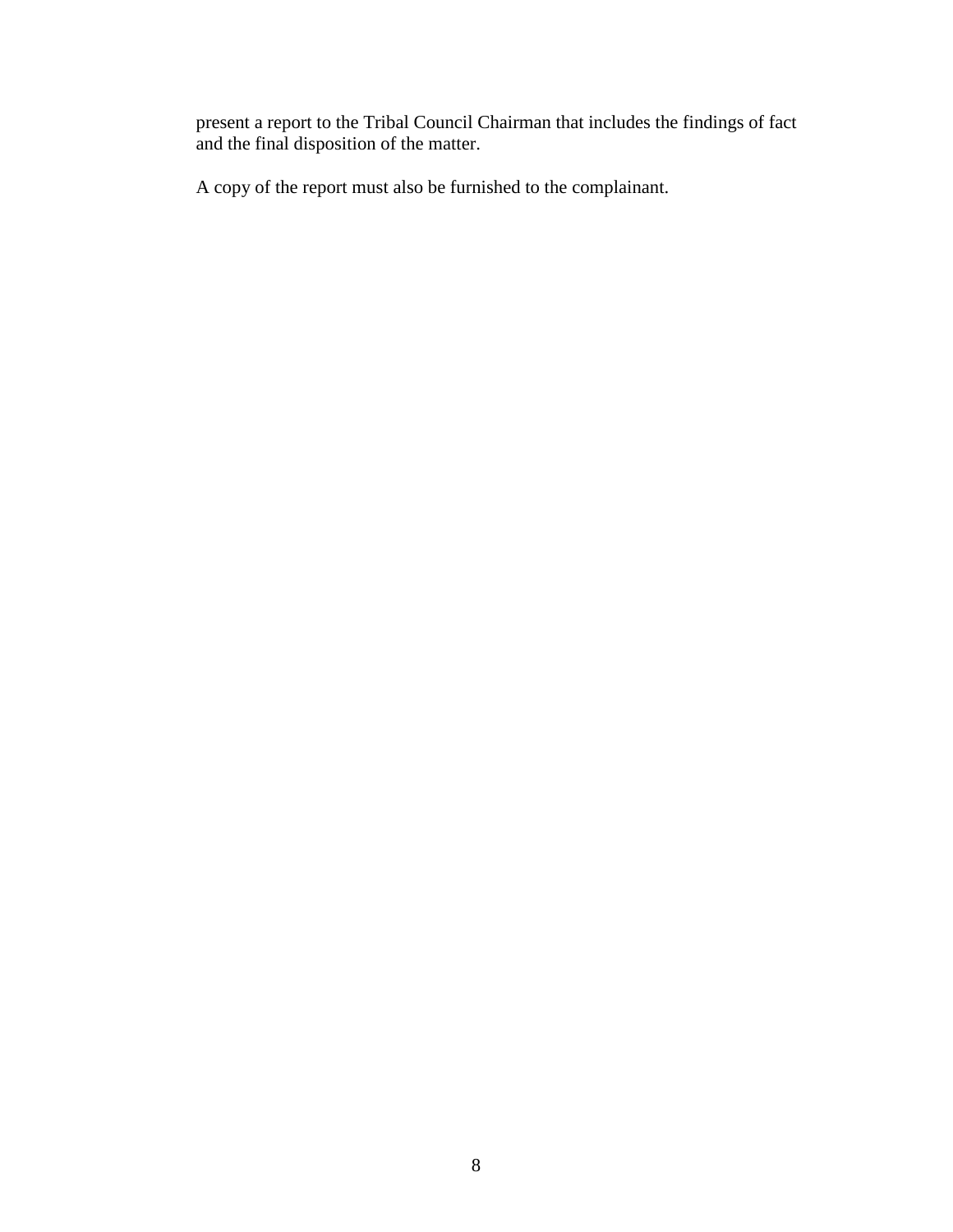present a report to the Tribal Council Chairman that includes the findings of fact and the final disposition of the matter.

A copy of the report must also be furnished to the complainant.